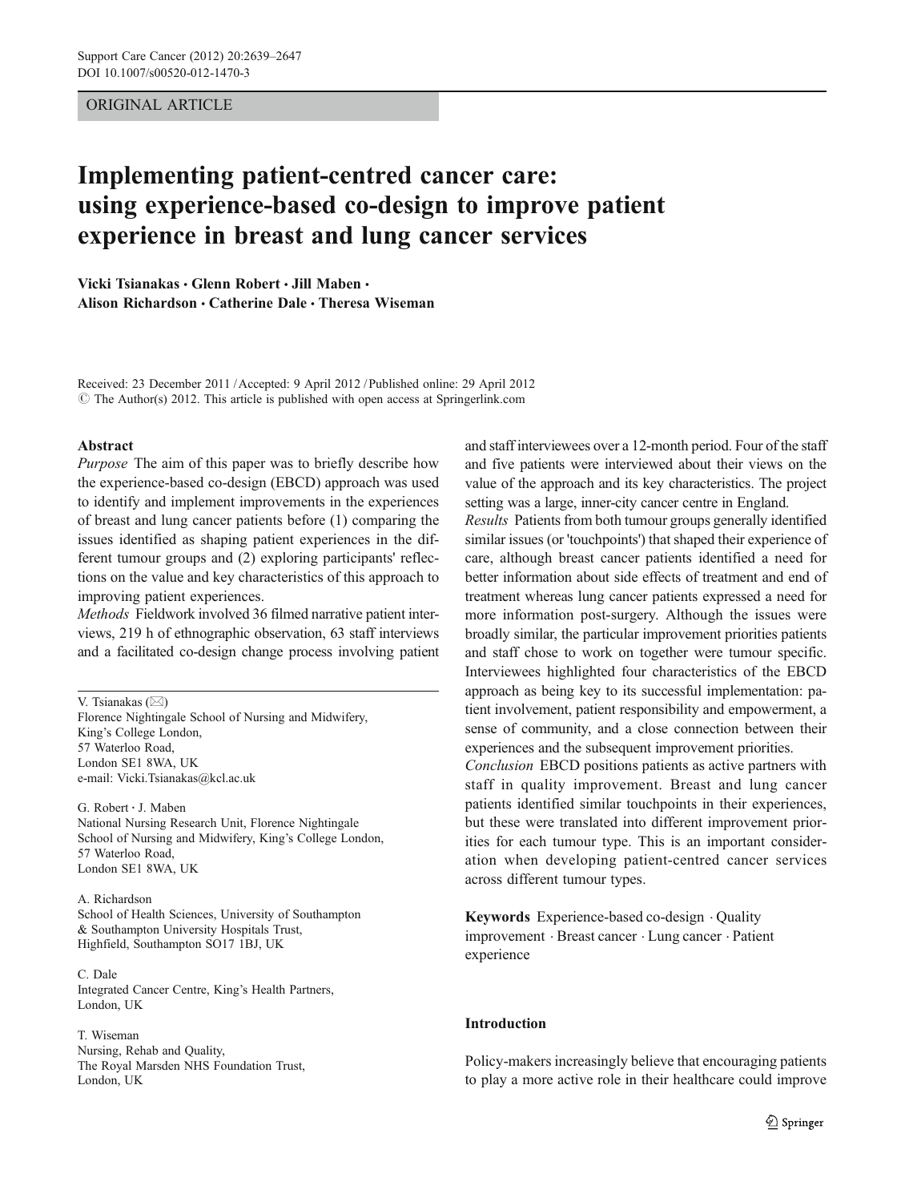ORIGINAL ARTICLE

# Implementing patient-centred cancer care: using experience-based co-design to improve patient experience in breast and lung cancer services

**Vicki Tsianakas · Glenn Robert · Jill Maben · Alison Richardson · Catherine Dale · Theresa Wiseman**

Received: 23 December 2011 / Accepted: 9 April 2012 / Published online: 29 April 2012
© The Author(s) 2012. This article is published with open access at Springerlink.com

**Abstract**

*Purpose* The aim of this paper was to briefly describe how the experience-based co-design (EBCD) approach was used to identify and implement improvements in the experiences of breast and lung cancer patients before (1) comparing the issues identified as shaping patient experiences in the different tumour groups and (2) exploring participants' reflections on the value and key characteristics of this approach to improving patient experiences.

*Methods* Fieldwork involved 36 filmed narrative patient interviews, 219 h of ethnographic observation, 63 staff interviews and a facilitated co-design change process involving patient and staff interviewees over a 12-month period. Four of the staff and five patients were interviewed about their views on the value of the approach and its key characteristics. The project setting was a large, inner-city cancer centre in England.

*Results* Patients from both tumour groups generally identified similar issues (or 'touchpoints') that shaped their experience of care, although breast cancer patients identified a need for better information about side effects of treatment and end of treatment whereas lung cancer patients expressed a need for more information post-surgery. Although the issues were broadly similar, the particular improvement priorities patients and staff chose to work on together were tumour specific. Interviewees highlighted four characteristics of the EBCD approach as being key to its successful implementation: patient involvement, patient responsibility and empowerment, a sense of community, and a close connection between their experiences and the subsequent improvement priorities.

*Conclusion* EBCD positions patients as active partners with staff in quality improvement. Breast and lung cancer patients identified similar touchpoints in their experiences, but these were translated into different improvement priorities for each tumour type. This is an important consideration when developing patient-centred cancer services across different tumour types.

**Keywords** Experience-based co-design · Quality improvement · Breast cancer · Lung cancer · Patient experience

V. Tsianakas (✉)
Florence Nightingale School of Nursing and Midwifery,
King's College London,
57 Waterloo Road,
London SE1 8WA, UK
e-mail: Vicki.Tsianakas@kcl.ac.uk

G. Robert · J. Maben
National Nursing Research Unit, Florence Nightingale School of Nursing and Midwifery, King's College London,
57 Waterloo Road,
London SE1 8WA, UK

A. Richardson
School of Health Sciences, University of Southampton & Southampton University Hospitals Trust,
Highfield, Southampton SO17 1BJ, UK

C. Dale
Integrated Cancer Centre, King's Health Partners,
London, UK

T. Wiseman
Nursing, Rehab and Quality,
The Royal Marsden NHS Foundation Trust,
London, UK

## Introduction

Policy-makers increasingly believe that encouraging patients to play a more active role in their healthcare could improve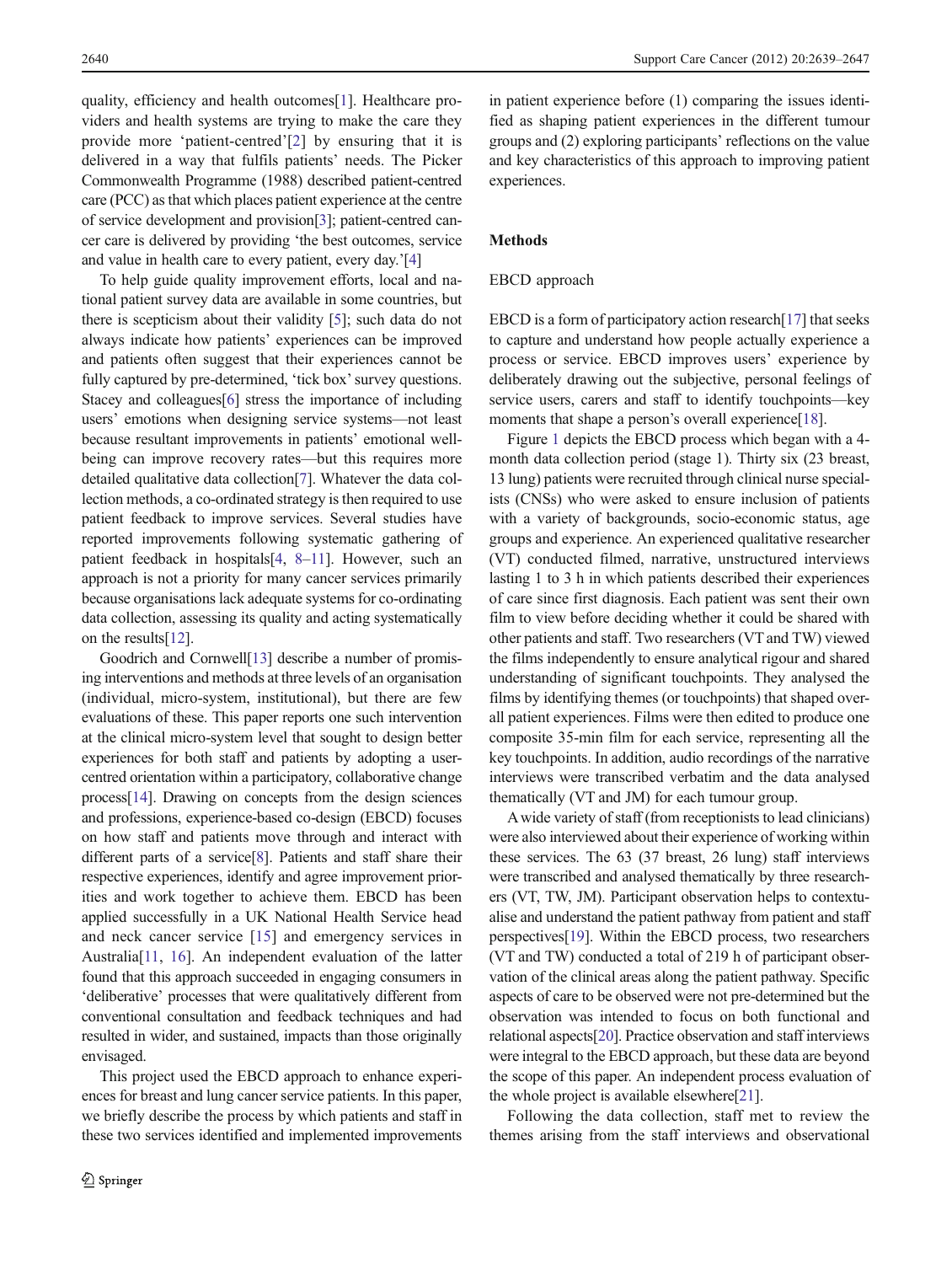quality, efficiency and health outcomes[1]. Healthcare providers and health systems are trying to make the care they provide more 'patient-centred'[2] by ensuring that it is delivered in a way that fulfils patients' needs. The Picker Commonwealth Programme (1988) described patient-centred care (PCC) as that which places patient experience at the centre of service development and provision[3]; patient-centred cancer care is delivered by providing 'the best outcomes, service and value in health care to every patient, every day.'[4]

To help guide quality improvement efforts, local and national patient survey data are available in some countries, but there is scepticism about their validity [5]; such data do not always indicate how patients' experiences can be improved and patients often suggest that their experiences cannot be fully captured by pre-determined, 'tick box' survey questions. Stacey and colleagues[6] stress the importance of including users' emotions when designing service systems—not least because resultant improvements in patients' emotional well-being can improve recovery rates—but this requires more detailed qualitative data collection[7]. Whatever the data collection methods, a co-ordinated strategy is then required to use patient feedback to improve services. Several studies have reported improvements following systematic gathering of patient feedback in hospitals[4, 8–11]. However, such an approach is not a priority for many cancer services primarily because organisations lack adequate systems for co-ordinating data collection, assessing its quality and acting systematically on the results[12].

Goodrich and Cornwell[13] describe a number of promising interventions and methods at three levels of an organisation (individual, micro-system, institutional), but there are few evaluations of these. This paper reports one such intervention at the clinical micro-system level that sought to design better experiences for both staff and patients by adopting a user-centred orientation within a participatory, collaborative change process[14]. Drawing on concepts from the design sciences and professions, experience-based co-design (EBCD) focuses on how staff and patients move through and interact with different parts of a service[8]. Patients and staff share their respective experiences, identify and agree improvement priorities and work together to achieve them. EBCD has been applied successfully in a UK National Health Service head and neck cancer service [15] and emergency services in Australia[11, 16]. An independent evaluation of the latter found that this approach succeeded in engaging consumers in 'deliberative' processes that were qualitatively different from conventional consultation and feedback techniques and had resulted in wider, and sustained, impacts than those originally envisaged.

This project used the EBCD approach to enhance experiences for breast and lung cancer service patients. In this paper, we briefly describe the process by which patients and staff in these two services identified and implemented improvements in patient experience before (1) comparing the issues identified as shaping patient experiences in the different tumour groups and (2) exploring participants' reflections on the value and key characteristics of this approach to improving patient experiences.

## Methods

### EBCD approach

EBCD is a form of participatory action research[17] that seeks to capture and understand how people actually experience a process or service. EBCD improves users' experience by deliberately drawing out the subjective, personal feelings of service users, carers and staff to identify touchpoints—key moments that shape a person's overall experience[18].

Figure 1 depicts the EBCD process which began with a 4-month data collection period (stage 1). Thirty six (23 breast, 13 lung) patients were recruited through clinical nurse specialists (CNSs) who were asked to ensure inclusion of patients with a variety of backgrounds, socio-economic status, age groups and experience. An experienced qualitative researcher (VT) conducted filmed, narrative, unstructured interviews lasting 1 to 3 h in which patients described their experiences of care since first diagnosis. Each patient was sent their own film to view before deciding whether it could be shared with other patients and staff. Two researchers (VT and TW) viewed the films independently to ensure analytical rigour and shared understanding of significant touchpoints. They analysed the films by identifying themes (or touchpoints) that shaped overall patient experiences. Films were then edited to produce one composite 35-min film for each service, representing all the key touchpoints. In addition, audio recordings of the narrative interviews were transcribed verbatim and the data analysed thematically (VT and JM) for each tumour group.

A wide variety of staff (from receptionists to lead clinicians) were also interviewed about their experience of working within these services. The 63 (37 breast, 26 lung) staff interviews were transcribed and analysed thematically by three researchers (VT, TW, JM). Participant observation helps to contextualise and understand the patient pathway from patient and staff perspectives[19]. Within the EBCD process, two researchers (VT and TW) conducted a total of 219 h of participant observation of the clinical areas along the patient pathway. Specific aspects of care to be observed were not pre-determined but the observation was intended to focus on both functional and relational aspects[20]. Practice observation and staff interviews were integral to the EBCD approach, but these data are beyond the scope of this paper. An independent process evaluation of the whole project is available elsewhere[21].

Following the data collection, staff met to review the themes arising from the staff interviews and observational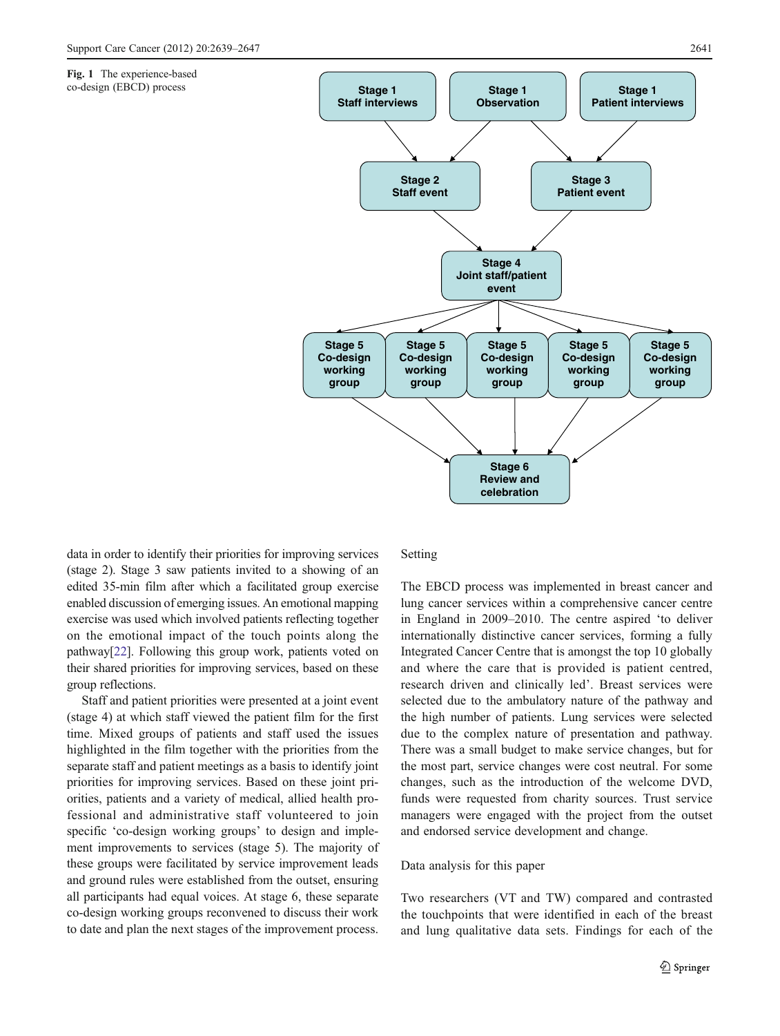**Fig. 1** The experience-based co-design (EBCD) process

data in order to identify their priorities for improving services (stage 2). Stage 3 saw patients invited to a showing of an edited 35-min film after which a facilitated group exercise enabled discussion of emerging issues. An emotional mapping exercise was used which involved patients reflecting together on the emotional impact of the touch points along the pathway[22]. Following this group work, patients voted on their shared priorities for improving services, based on these group reflections.

Staff and patient priorities were presented at a joint event (stage 4) at which staff viewed the patient film for the first time. Mixed groups of patients and staff used the issues highlighted in the film together with the priorities from the separate staff and patient meetings as a basis to identify joint priorities for improving services. Based on these joint priorities, patients and a variety of medical, allied health professional and administrative staff volunteered to join specific 'co-design working groups' to design and implement improvements to services (stage 5). The majority of these groups were facilitated by service improvement leads and ground rules were established from the outset, ensuring all participants had equal voices. At stage 6, these separate co-design working groups reconvened to discuss their work to date and plan the next stages of the improvement process.

## Setting

The EBCD process was implemented in breast cancer and lung cancer services within a comprehensive cancer centre in England in 2009–2010. The centre aspired 'to deliver internationally distinctive cancer services, forming a fully Integrated Cancer Centre that is amongst the top 10 globally and where the care that is provided is patient centred, research driven and clinically led'. Breast services were selected due to the ambulatory nature of the pathway and the high number of patients. Lung services were selected due to the complex nature of presentation and pathway. There was a small budget to make service changes, but for the most part, service changes were cost neutral. For some changes, such as the introduction of the welcome DVD, funds were requested from charity sources. Trust service managers were engaged with the project from the outset and endorsed service development and change.

## Data analysis for this paper

Two researchers (VT and TW) compared and contrasted the touchpoints that were identified in each of the breast and lung qualitative data sets. Findings for each of the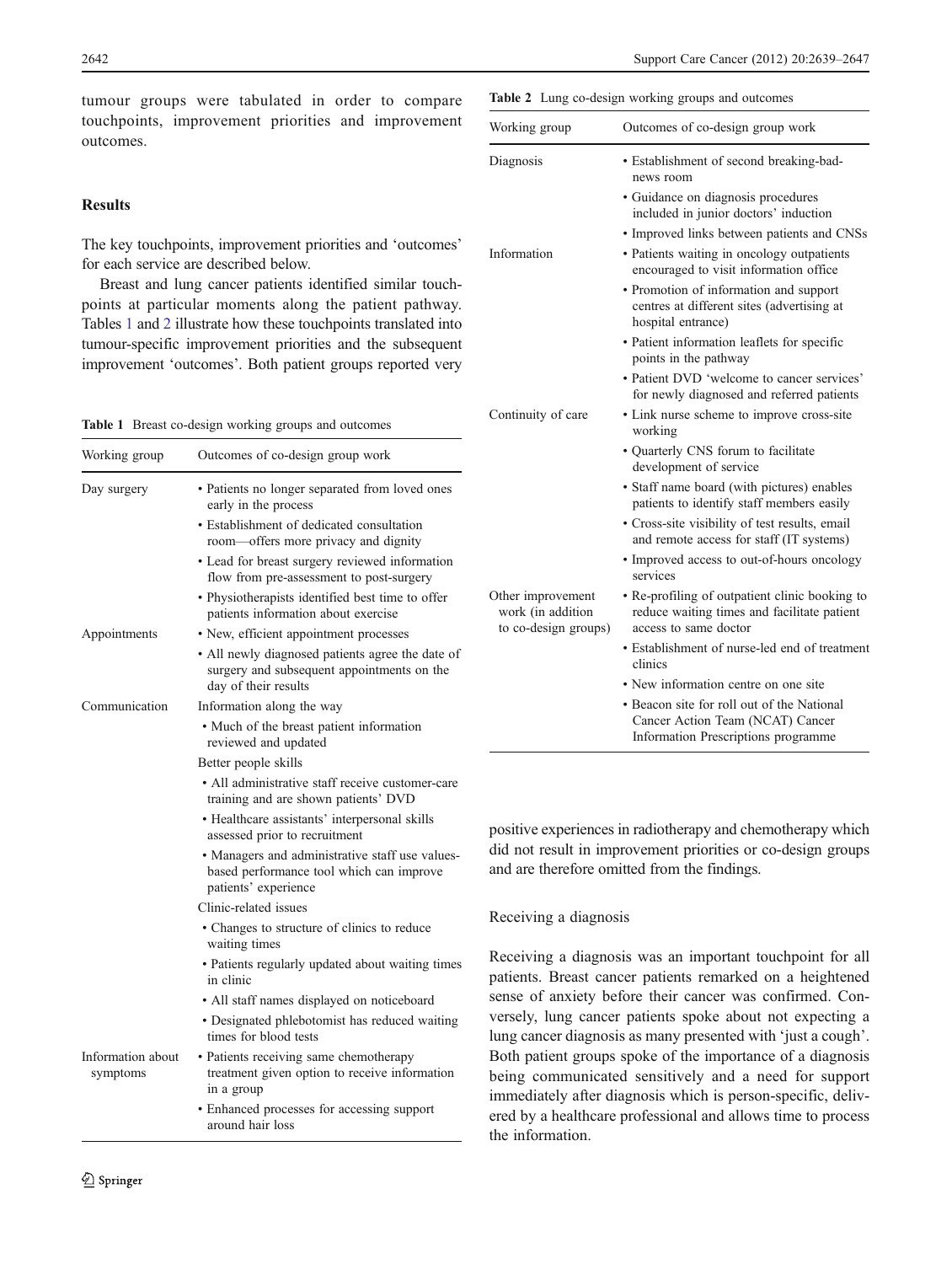tumour groups were tabulated in order to compare touchpoints, improvement priorities and improvement outcomes.

## Results

The key touchpoints, improvement priorities and 'outcomes' for each service are described below.

Breast and lung cancer patients identified similar touchpoints at particular moments along the patient pathway. Tables 1 and 2 illustrate how these touchpoints translated into tumour-specific improvement priorities and the subsequent improvement 'outcomes'. Both patient groups reported very positive experiences in radiotherapy and chemotherapy which did not result in improvement priorities or co-design groups and are therefore omitted from the findings.

**Table 1** Breast co-design working groups and outcomes

| Working group | Outcomes of co-design group work |
|---|---|
| Day surgery | • Patients no longer separated from loved ones early in the process |
| | • Establishment of dedicated consultation room—offers more privacy and dignity |
| | • Lead for breast surgery reviewed information flow from pre-assessment to post-surgery |
| | • Physiotherapists identified best time to offer patients information about exercise |
| Appointments | • New, efficient appointment processes |
| | • All newly diagnosed patients agree the date of surgery and subsequent appointments on the day of their results |
| Communication | Information along the way |
| | • Much of the breast patient information reviewed and updated |
| | Better people skills |
| | • All administrative staff receive customer-care training and are shown patients' DVD |
| | • Healthcare assistants' interpersonal skills assessed prior to recruitment |
| | • Managers and administrative staff use values-based performance tool which can improve patients' experience |
| | Clinic-related issues |
| | • Changes to structure of clinics to reduce waiting times |
| | • Patients regularly updated about waiting times in clinic |
| | • All staff names displayed on noticeboard |
| | • Designated phlebotomist has reduced waiting times for blood tests |
| Information about symptoms | • Patients receiving same chemotherapy treatment given option to receive information in a group |
| | • Enhanced processes for accessing support around hair loss |

**Table 2** Lung co-design working groups and outcomes

| Working group | Outcomes of co-design group work |
|---|---|
| Diagnosis | • Establishment of second breaking-bad-news room |
| | • Guidance on diagnosis procedures included in junior doctors' induction |
| | • Improved links between patients and CNSs |
| Information | • Patients waiting in oncology outpatients encouraged to visit information office |
| | • Promotion of information and support centres at different sites (advertising at hospital entrance) |
| | • Patient information leaflets for specific points in the pathway |
| | • Patient DVD 'welcome to cancer services' for newly diagnosed and referred patients |
| Continuity of care | • Link nurse scheme to improve cross-site working |
| | • Quarterly CNS forum to facilitate development of service |
| | • Staff name board (with pictures) enables patients to identify staff members easily |
| | • Cross-site visibility of test results, email and remote access for staff (IT systems) |
| | • Improved access to out-of-hours oncology services |
| Other improvement work (in addition to co-design groups) | • Re-profiling of outpatient clinic booking to reduce waiting times and facilitate patient access to same doctor |
| | • Establishment of nurse-led end of treatment clinics |
| | • New information centre on one site |
| | • Beacon site for roll out of the National Cancer Action Team (NCAT) Cancer Information Prescriptions programme |

### Receiving a diagnosis

Receiving a diagnosis was an important touchpoint for all patients. Breast cancer patients remarked on a heightened sense of anxiety before their cancer was confirmed. Conversely, lung cancer patients spoke about not expecting a lung cancer diagnosis as many presented with 'just a cough'. Both patient groups spoke of the importance of a diagnosis being communicated sensitively and a need for support immediately after diagnosis which is person-specific, delivered by a healthcare professional and allows time to process the information.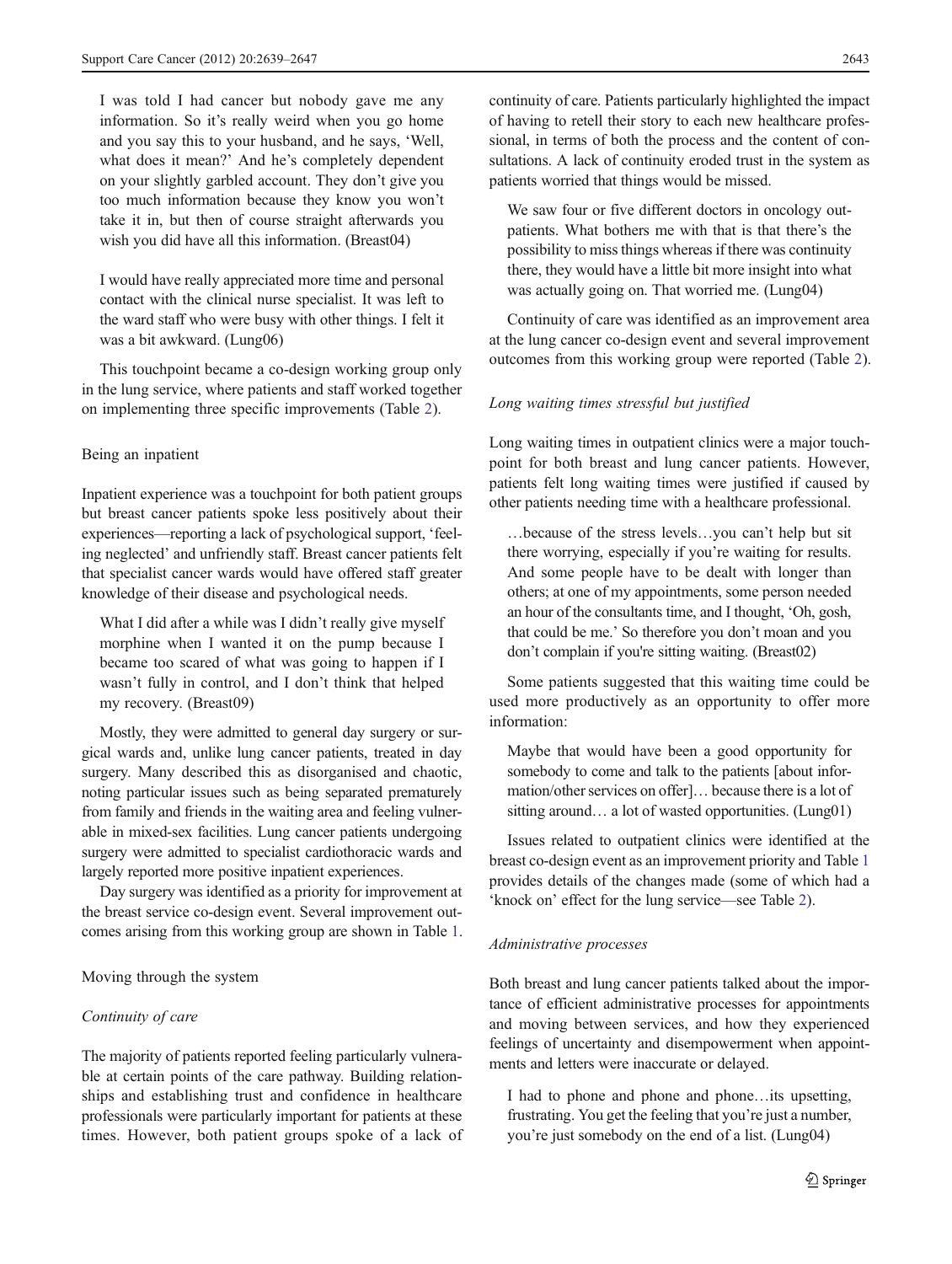> I was told I had cancer but nobody gave me any information. So it's really weird when you go home and you say this to your husband, and he says, 'Well, what does it mean?' And he's completely dependent on your slightly garbled account. They don't give you too much information because they know you won't take it in, but then of course straight afterwards you wish you did have all this information. (Breast04)

> I would have really appreciated more time and personal contact with the clinical nurse specialist. It was left to the ward staff who were busy with other things. I felt it was a bit awkward. (Lung06)

This touchpoint became a co-design working group only in the lung service, where patients and staff worked together on implementing three specific improvements (Table 2).

### Being an inpatient

Inpatient experience was a touchpoint for both patient groups but breast cancer patients spoke less positively about their experiences—reporting a lack of psychological support, 'feeling neglected' and unfriendly staff. Breast cancer patients felt that specialist cancer wards would have offered staff greater knowledge of their disease and psychological needs.

> What I did after a while was I didn't really give myself morphine when I wanted it on the pump because I became too scared of what was going to happen if I wasn't fully in control, and I don't think that helped my recovery. (Breast09)

Mostly, they were admitted to general day surgery or surgical wards and, unlike lung cancer patients, treated in day surgery. Many described this as disorganised and chaotic, noting particular issues such as being separated prematurely from family and friends in the waiting area and feeling vulnerable in mixed-sex facilities. Lung cancer patients undergoing surgery were admitted to specialist cardiothoracic wards and largely reported more positive inpatient experiences.

Day surgery was identified as a priority for improvement at the breast service co-design event. Several improvement outcomes arising from this working group are shown in Table 1.

### Moving through the system

#### *Continuity of care*

The majority of patients reported feeling particularly vulnerable at certain points of the care pathway. Building relationships and establishing trust and confidence in healthcare professionals were particularly important for patients at these times. However, both patient groups spoke of a lack of continuity of care. Patients particularly highlighted the impact of having to retell their story to each new healthcare professional, in terms of both the process and the content of consultations. A lack of continuity eroded trust in the system as patients worried that things would be missed.

> We saw four or five different doctors in oncology outpatients. What bothers me with that is that there's the possibility to miss things whereas if there was continuity there, they would have a little bit more insight into what was actually going on. That worried me. (Lung04)

Continuity of care was identified as an improvement area at the lung cancer co-design event and several improvement outcomes from this working group were reported (Table 2).

#### *Long waiting times stressful but justified*

Long waiting times in outpatient clinics were a major touchpoint for both breast and lung cancer patients. However, patients felt long waiting times were justified if caused by other patients needing time with a healthcare professional.

> …because of the stress levels…you can't help but sit there worrying, especially if you're waiting for results. And some people have to be dealt with longer than others; at one of my appointments, some person needed an hour of the consultants time, and I thought, 'Oh, gosh, that could be me.' So therefore you don't moan and you don't complain if you're sitting waiting. (Breast02)

Some patients suggested that this waiting time could be used more productively as an opportunity to offer more information:

> Maybe that would have been a good opportunity for somebody to come and talk to the patients [about information/other services on offer]… because there is a lot of sitting around… a lot of wasted opportunities. (Lung01)

Issues related to outpatient clinics were identified at the breast co-design event as an improvement priority and Table 1 provides details of the changes made (some of which had a 'knock on' effect for the lung service—see Table 2).

#### *Administrative processes*

Both breast and lung cancer patients talked about the importance of efficient administrative processes for appointments and moving between services, and how they experienced feelings of uncertainty and disempowerment when appointments and letters were inaccurate or delayed.

> I had to phone and phone and phone…its upsetting, frustrating. You get the feeling that you're just a number, you're just somebody on the end of a list. (Lung04)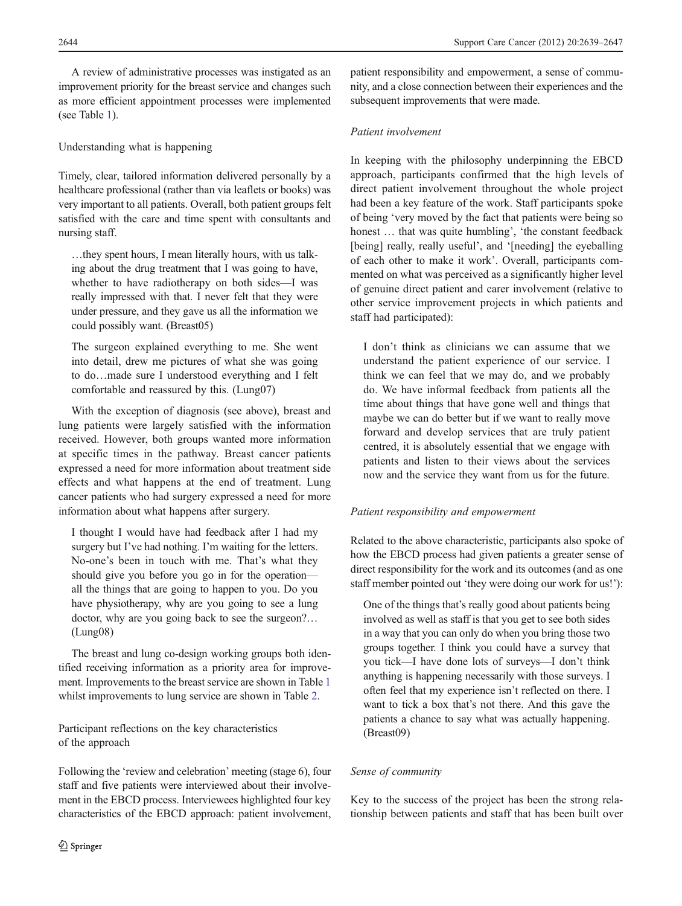A review of administrative processes was instigated as an improvement priority for the breast service and changes such as more efficient appointment processes were implemented (see Table 1).

### Understanding what is happening

Timely, clear, tailored information delivered personally by a healthcare professional (rather than via leaflets or books) was very important to all patients. Overall, both patient groups felt satisfied with the care and time spent with consultants and nursing staff.

> …they spent hours, I mean literally hours, with us talking about the drug treatment that I was going to have, whether to have radiotherapy on both sides—I was really impressed with that. I never felt that they were under pressure, and they gave us all the information we could possibly want. (Breast05)

> The surgeon explained everything to me. She went into detail, drew me pictures of what she was going to do…made sure I understood everything and I felt comfortable and reassured by this. (Lung07)

With the exception of diagnosis (see above), breast and lung patients were largely satisfied with the information received. However, both groups wanted more information at specific times in the pathway. Breast cancer patients expressed a need for more information about treatment side effects and what happens at the end of treatment. Lung cancer patients who had surgery expressed a need for more information about what happens after surgery.

> I thought I would have had feedback after I had my surgery but I've had nothing. I'm waiting for the letters. No-one's been in touch with me. That's what they should give you before you go in for the operation—all the things that are going to happen to you. Do you have physiotherapy, why are you going to see a lung doctor, why are you going back to see the surgeon?… (Lung08)

The breast and lung co-design working groups both identified receiving information as a priority area for improvement. Improvements to the breast service are shown in Table 1 whilst improvements to lung service are shown in Table 2.

### Participant reflections on the key characteristics of the approach

Following the 'review and celebration' meeting (stage 6), four staff and five patients were interviewed about their involvement in the EBCD process. Interviewees highlighted four key characteristics of the EBCD approach: patient involvement, patient responsibility and empowerment, a sense of community, and a close connection between their experiences and the subsequent improvements that were made.

#### *Patient involvement*

In keeping with the philosophy underpinning the EBCD approach, participants confirmed that the high levels of direct patient involvement throughout the whole project had been a key feature of the work. Staff participants spoke of being 'very moved by the fact that patients were being so honest … that was quite humbling', 'the constant feedback [being] really, really useful', and '[needing] the eyeballing of each other to make it work'. Overall, participants commented on what was perceived as a significantly higher level of genuine direct patient and carer involvement (relative to other service improvement projects in which patients and staff had participated):

> I don't think as clinicians we can assume that we understand the patient experience of our service. I think we can feel that we may do, and we probably do. We have informal feedback from patients all the time about things that have gone well and things that maybe we can do better but if we want to really move forward and develop services that are truly patient centred, it is absolutely essential that we engage with patients and listen to their views about the services now and the service they want from us for the future.

#### *Patient responsibility and empowerment*

Related to the above characteristic, participants also spoke of how the EBCD process had given patients a greater sense of direct responsibility for the work and its outcomes (and as one staff member pointed out 'they were doing our work for us!'):

> One of the things that's really good about patients being involved as well as staff is that you get to see both sides in a way that you can only do when you bring those two groups together. I think you could have a survey that you tick—I have done lots of surveys—I don't think anything is happening necessarily with those surveys. I often feel that my experience isn't reflected on there. I want to tick a box that's not there. And this gave the patients a chance to say what was actually happening. (Breast09)

#### *Sense of community*

Key to the success of the project has been the strong relationship between patients and staff that has been built over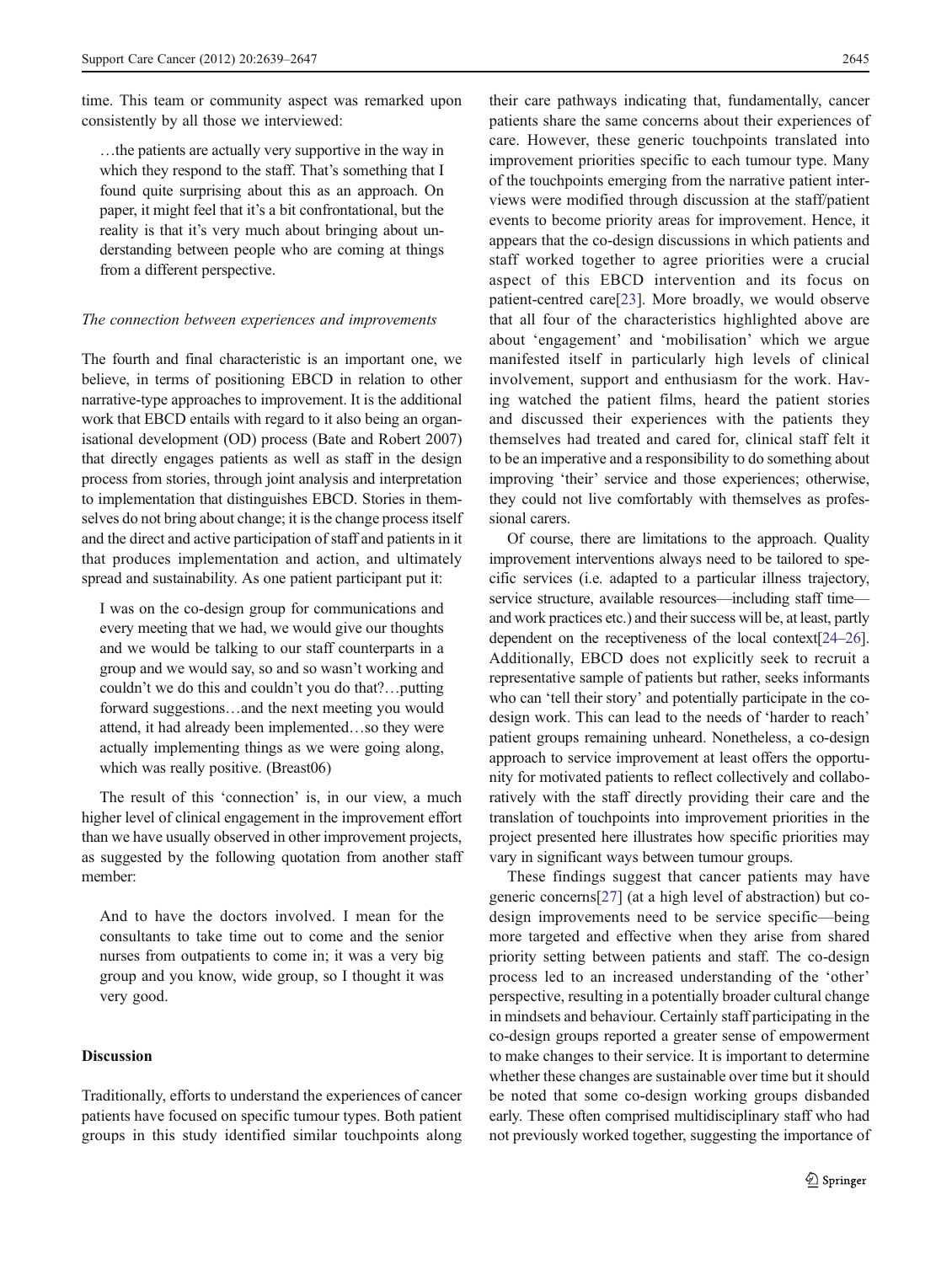time. This team or community aspect was remarked upon consistently by all those we interviewed:

> …the patients are actually very supportive in the way in which they respond to the staff. That's something that I found quite surprising about this as an approach. On paper, it might feel that it's a bit confrontational, but the reality is that it's very much about bringing about understanding between people who are coming at things from a different perspective.

*The connection between experiences and improvements*

The fourth and final characteristic is an important one, we believe, in terms of positioning EBCD in relation to other narrative-type approaches to improvement. It is the additional work that EBCD entails with regard to it also being an organisational development (OD) process (Bate and Robert 2007) that directly engages patients as well as staff in the design process from stories, through joint analysis and interpretation to implementation that distinguishes EBCD. Stories in themselves do not bring about change; it is the change process itself and the direct and active participation of staff and patients in it that produces implementation and action, and ultimately spread and sustainability. As one patient participant put it:

> I was on the co-design group for communications and every meeting that we had, we would give our thoughts and we would be talking to our staff counterparts in a group and we would say, so and so wasn't working and couldn't we do this and couldn't you do that?…putting forward suggestions…and the next meeting you would attend, it had already been implemented…so they were actually implementing things as we were going along, which was really positive. (Breast06)

The result of this 'connection' is, in our view, a much higher level of clinical engagement in the improvement effort than we have usually observed in other improvement projects, as suggested by the following quotation from another staff member:

> And to have the doctors involved. I mean for the consultants to take time out to come and the senior nurses from outpatients to come in; it was a very big group and you know, wide group, so I thought it was very good.

## Discussion

Traditionally, efforts to understand the experiences of cancer patients have focused on specific tumour types. Both patient groups in this study identified similar touchpoints along their care pathways indicating that, fundamentally, cancer patients share the same concerns about their experiences of care. However, these generic touchpoints translated into improvement priorities specific to each tumour type. Many of the touchpoints emerging from the narrative patient interviews were modified through discussion at the staff/patient events to become priority areas for improvement. Hence, it appears that the co-design discussions in which patients and staff worked together to agree priorities were a crucial aspect of this EBCD intervention and its focus on patient-centred care[23]. More broadly, we would observe that all four of the characteristics highlighted above are about 'engagement' and 'mobilisation' which we argue manifested itself in particularly high levels of clinical involvement, support and enthusiasm for the work. Having watched the patient films, heard the patient stories and discussed their experiences with the patients they themselves had treated and cared for, clinical staff felt it to be an imperative and a responsibility to do something about improving 'their' service and those experiences; otherwise, they could not live comfortably with themselves as professional carers.

Of course, there are limitations to the approach. Quality improvement interventions always need to be tailored to specific services (i.e. adapted to a particular illness trajectory, service structure, available resources—including staff time—and work practices etc.) and their success will be, at least, partly dependent on the receptiveness of the local context[24–26]. Additionally, EBCD does not explicitly seek to recruit a representative sample of patients but rather, seeks informants who can 'tell their story' and potentially participate in the co-design work. This can lead to the needs of 'harder to reach' patient groups remaining unheard. Nonetheless, a co-design approach to service improvement at least offers the opportunity for motivated patients to reflect collectively and collaboratively with the staff directly providing their care and the translation of touchpoints into improvement priorities in the project presented here illustrates how specific priorities may vary in significant ways between tumour groups.

These findings suggest that cancer patients may have generic concerns[27] (at a high level of abstraction) but co-design improvements need to be service specific—being more targeted and effective when they arise from shared priority setting between patients and staff. The co-design process led to an increased understanding of the 'other' perspective, resulting in a potentially broader cultural change in mindsets and behaviour. Certainly staff participating in the co-design groups reported a greater sense of empowerment to make changes to their service. It is important to determine whether these changes are sustainable over time but it should be noted that some co-design working groups disbanded early. These often comprised multidisciplinary staff who had not previously worked together, suggesting the importance of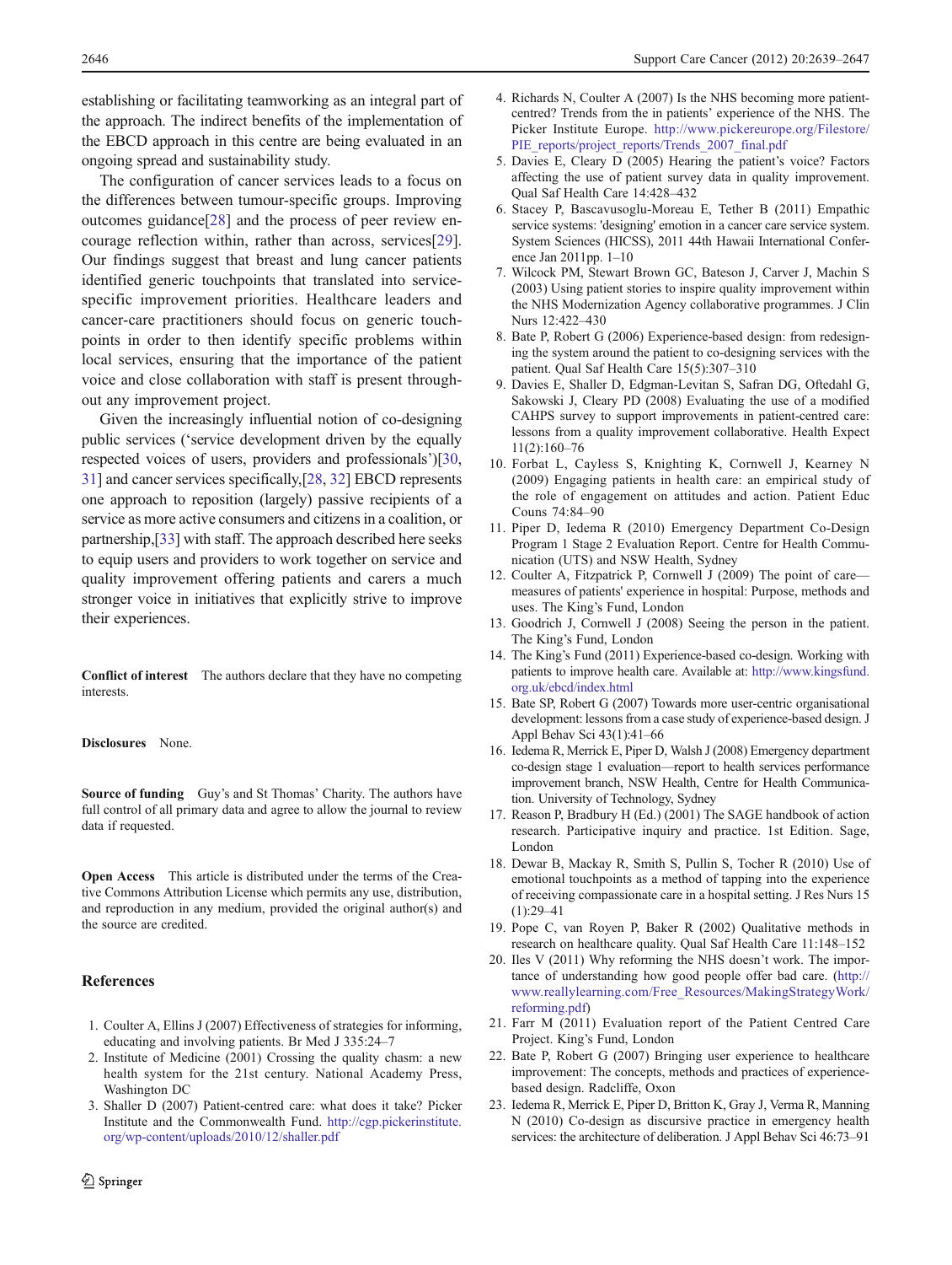establishing or facilitating teamworking as an integral part of the approach. The indirect benefits of the implementation of the EBCD approach in this centre are being evaluated in an ongoing spread and sustainability study.

The configuration of cancer services leads to a focus on the differences between tumour-specific groups. Improving outcomes guidance[28] and the process of peer review encourage reflection within, rather than across, services[29]. Our findings suggest that breast and lung cancer patients identified generic touchpoints that translated into service-specific improvement priorities. Healthcare leaders and cancer-care practitioners should focus on generic touchpoints in order to then identify specific problems within local services, ensuring that the importance of the patient voice and close collaboration with staff is present throughout any improvement project.

Given the increasingly influential notion of co-designing public services ('service development driven by the equally respected voices of users, providers and professionals')[30, 31] and cancer services specifically,[28, 32] EBCD represents one approach to reposition (largely) passive recipients of a service as more active consumers and citizens in a coalition, or partnership,[33] with staff. The approach described here seeks to equip users and providers to work together on service and quality improvement offering patients and carers a much stronger voice in initiatives that explicitly strive to improve their experiences.

**Conflict of interest** The authors declare that they have no competing interests.

**Disclosures** None.

**Source of funding** Guy's and St Thomas' Charity. The authors have full control of all primary data and agree to allow the journal to review data if requested.

**Open Access** This article is distributed under the terms of the Creative Commons Attribution License which permits any use, distribution, and reproduction in any medium, provided the original author(s) and the source are credited.

## References

1. Coulter A, Ellins J (2007) Effectiveness of strategies for informing, educating and involving patients. Br Med J 335:24–7
2. Institute of Medicine (2001) Crossing the quality chasm: a new health system for the 21st century. National Academy Press, Washington DC
3. Shaller D (2007) Patient-centred care: what does it take? Picker Institute and the Commonwealth Fund. http://cgp.pickerinstitute.org/wp-content/uploads/2010/12/shaller.pdf
4. Richards N, Coulter A (2007) Is the NHS becoming more patient-centred? Trends from the in patients' experience of the NHS. The Picker Institute Europe. http://www.pickereurope.org/Filestore/PIE_reports/project_reports/Trends_2007_final.pdf
5. Davies E, Cleary D (2005) Hearing the patient's voice? Factors affecting the use of patient survey data in quality improvement. Qual Saf Health Care 14:428–432
6. Stacey P, Bascavusoglu-Moreau E, Tether B (2011) Empathic service systems: 'designing' emotion in a cancer care service system. System Sciences (HICSS), 2011 44th Hawaii International Conference Jan 2011pp. 1–10
7. Wilcock PM, Stewart Brown GC, Bateson J, Carver J, Machin S (2003) Using patient stories to inspire quality improvement within the NHS Modernization Agency collaborative programmes. J Clin Nurs 12:422–430
8. Bate P, Robert G (2006) Experience-based design: from redesigning the system around the patient to co-designing services with the patient. Qual Saf Health Care 15(5):307–310
9. Davies E, Shaller D, Edgman-Levitan S, Safran DG, Oftedahl G, Sakowski J, Cleary PD (2008) Evaluating the use of a modified CAHPS survey to support improvements in patient-centred care: lessons from a quality improvement collaborative. Health Expect 11(2):160–76
10. Forbat L, Cayless S, Knighting K, Cornwell J, Kearney N (2009) Engaging patients in health care: an empirical study of the role of engagement on attitudes and action. Patient Educ Couns 74:84–90
11. Piper D, Iedema R (2010) Emergency Department Co-Design Program 1 Stage 2 Evaluation Report. Centre for Health Communication (UTS) and NSW Health, Sydney
12. Coulter A, Fitzpatrick R, Cornwell J (2009) The point of care—measures of patients' experience in hospital: Purpose, methods and uses. The King's Fund, London
13. Goodrich J, Cornwell J (2008) Seeing the person in the patient. The King's Fund, London
14. The King's Fund (2011) Experience-based co-design. Working with patients to improve health care. Available at: http://www.kingsfund.org.uk/ebcd/index.html
15. Bate SP, Robert G (2007) Towards more user-centric organisational development: lessons from a case study of experience-based design. J Appl Behav Sci 43(1):41–66
16. Iedema R, Merrick E, Piper D, Walsh J (2008) Emergency department co-design stage 1 evaluation—report to health services performance improvement branch, NSW Health, Centre for Health Communication. University of Technology, Sydney
17. Reason P, Bradbury H (Ed.) (2001) The SAGE handbook of action research. Participative inquiry and practice. 1st Edition. Sage, London
18. Dewar B, Mackay R, Smith S, Pullin S, Tocher R (2010) Use of emotional touchpoints as a method of tapping into the experience of receiving compassionate care in a hospital setting. J Res Nurs 15 (1):29–41
19. Pope C, van Royen P, Baker R (2002) Qualitative methods in research on healthcare quality. Qual Saf Health Care 11:148–152
20. Iles V (2011) Why reforming the NHS doesn't work. The importance of understanding how good people offer bad care. (http://www.reallylearning.com/Free_Resources/MakingStrategyWork/reforming.pdf)
21. Farr M (2011) Evaluation report of the Patient Centred Care Project. King's Fund, London
22. Bate P, Robert G (2007) Bringing user experience to healthcare improvement: The concepts, methods and practices of experience-based design. Radcliffe, Oxon
23. Iedema R, Merrick E, Piper D, Britton K, Gray J, Verma R, Manning N (2010) Co-design as discursive practice in emergency health services: the architecture of deliberation. J Appl Behav Sci 46:73–91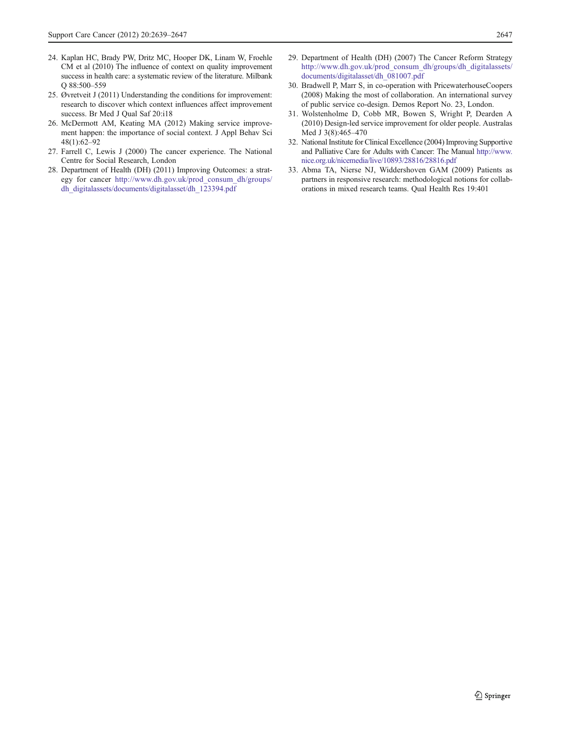24. Kaplan HC, Brady PW, Dritz MC, Hooper DK, Linam W, Froehle CM et al (2010) The influence of context on quality improvement success in health care: a systematic review of the literature. Milbank Q 88:500–559
25. Øvretveit J (2011) Understanding the conditions for improvement: research to discover which context influences affect improvement success. Br Med J Qual Saf 20:i18
26. McDermott AM, Keating MA (2012) Making service improvement happen: the importance of social context. J Appl Behav Sci 48(1):62–92
27. Farrell C, Lewis J (2000) The cancer experience. The National Centre for Social Research, London
28. Department of Health (DH) (2011) Improving Outcomes: a strategy for cancer http://www.dh.gov.uk/prod_consum_dh/groups/dh_digitalassets/documents/digitalasset/dh_123394.pdf
29. Department of Health (DH) (2007) The Cancer Reform Strategy http://www.dh.gov.uk/prod_consum_dh/groups/dh_digitalassets/documents/digitalasset/dh_081007.pdf
30. Bradwell P, Marr S, in co-operation with PricewaterhouseCoopers (2008) Making the most of collaboration. An international survey of public service co-design. Demos Report No. 23, London.
31. Wolstenholme D, Cobb MR, Bowen S, Wright P, Dearden A (2010) Design-led service improvement for older people. Australas Med J 3(8):465–470
32. National Institute for Clinical Excellence (2004) Improving Supportive and Palliative Care for Adults with Cancer: The Manual http://www.nice.org.uk/nicemedia/live/10893/28816/28816.pdf
33. Abma TA, Nierse NJ, Widdershoven GAM (2009) Patients as partners in responsive research: methodological notions for collaborations in mixed research teams. Qual Health Res 19:401